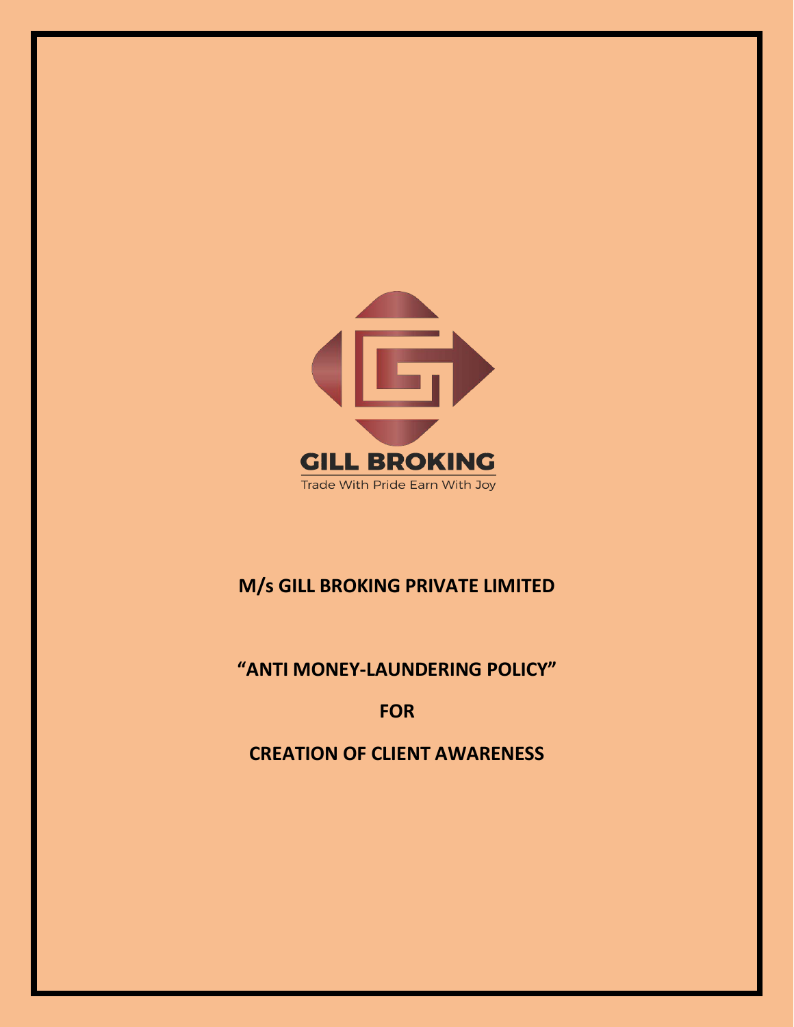GILL BROKING

Trade With Pride Earn With Joy

# M/s GILL BROKING PRIVATE LIMITED

## "ANTI MONEY-LAUNDERING POLICY"

## FOR

## CREATION OF CLIENT AWARENESS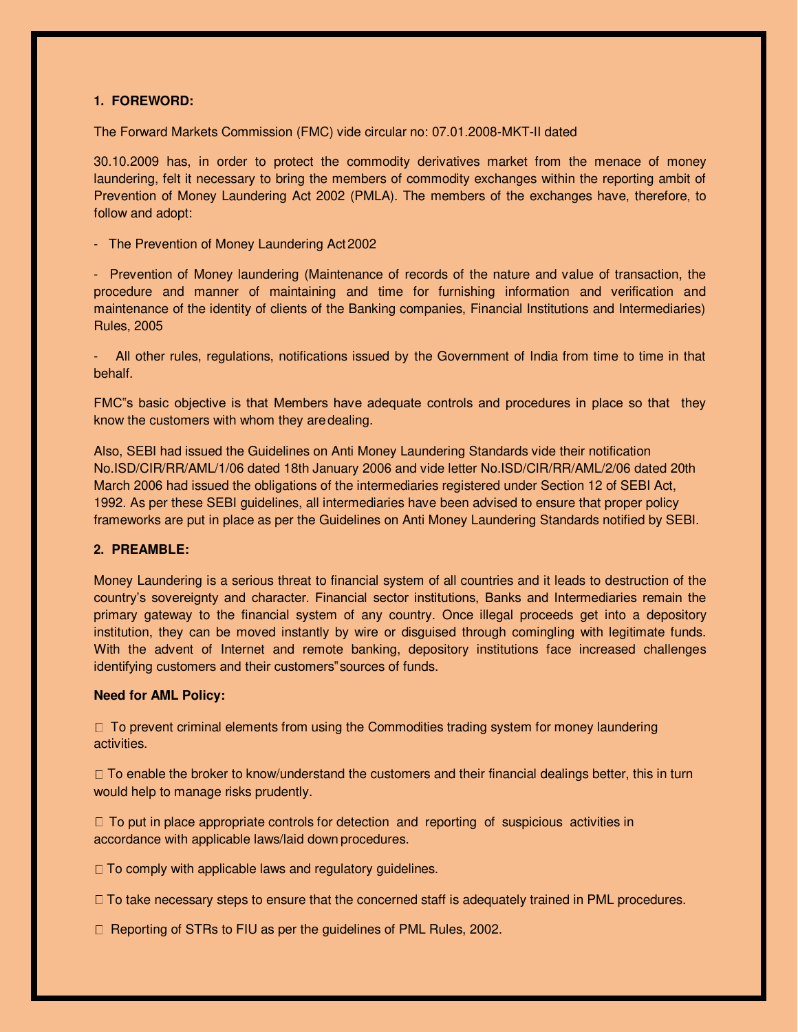**1. FOREWORD:**

The Forward Markets Commission (FMC) vide circular no: 07.01.2008-MKT-II dated

30.10.2009 has, in order to protect the commodity derivatives market from the menace of money laundering, felt it necessary to bring the members of commodity exchanges within the reporting ambit of Prevention of Money Laundering Act 2002 (PMLA). The members of the exchanges have, therefore, to follow and adopt:

- The Prevention of Money Laundering Act 2002

- Prevention of Money laundering (Maintenance of records of the nature and value of transaction, the procedure and manner of maintaining and time for furnishing information and verification and maintenance of the identity of clients of the Banking companies, Financial Institutions and Intermediaries) Rules, 2005

- All other rules, regulations, notifications issued by the Government of India from time to time in that behalf.

FMC"s basic objective is that Members have adequate controls and procedures in place so that they know the customers with whom they are dealing.

Also, SEBI had issued the Guidelines on Anti Money Laundering Standards vide their notification No.ISD/CIR/RR/AML/1/06 dated 18th January 2006 and vide letter No.ISD/CIR/RR/AML/2/06 dated 20th March 2006 had issued the obligations of the intermediaries registered under Section 12 of SEBI Act, 1992. As per these SEBI guidelines, all intermediaries have been advised to ensure that proper policy frameworks are put in place as per the Guidelines on Anti Money Laundering Standards notified by SEBI.

**2. PREAMBLE:**

Money Laundering is a serious threat to financial system of all countries and it leads to destruction of the country's sovereignty and character. Financial sector institutions, Banks and Intermediaries remain the primary gateway to the financial system of any country. Once illegal proceeds get into a depository institution, they can be moved instantly by wire or disguised through comingling with legitimate funds. With the advent of Internet and remote banking, depository institutions face increased challenges identifying customers and their customers"sources of funds.

**Need for AML Policy:**

- To prevent criminal elements from using the Commodities trading system for money laundering activities.

- To enable the broker to know/understand the customers and their financial dealings better, this in turn would help to manage risks prudently.

- To put in place appropriate controls for detection and reporting of suspicious activities in accordance with applicable laws/laid down procedures.

- To comply with applicable laws and regulatory guidelines.

- To take necessary steps to ensure that the concerned staff is adequately trained in PML procedures.

- Reporting of STRs to FIU as per the guidelines of PML Rules, 2002.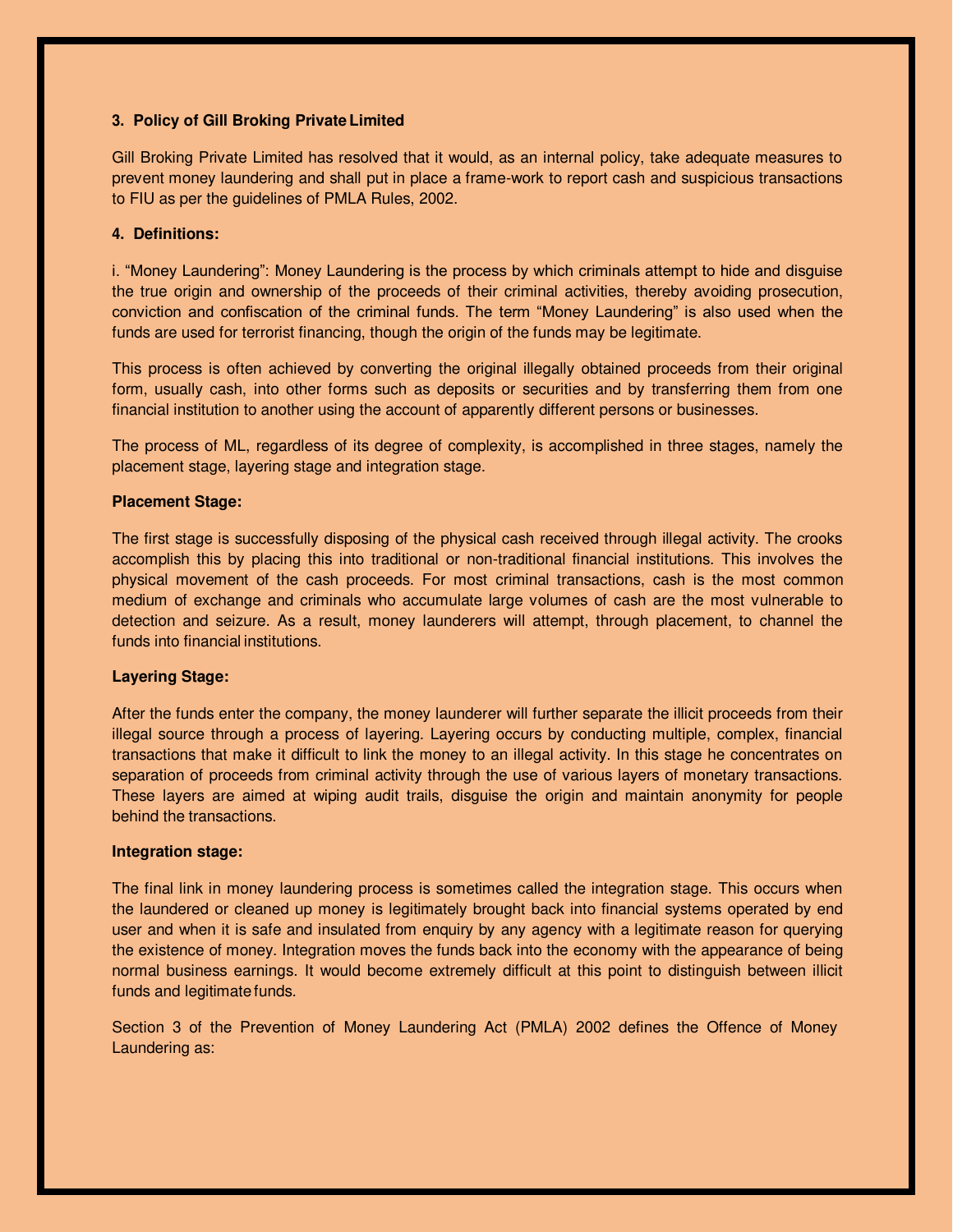## 3. Policy of Gill Broking Private Limited

Gill Broking Private Limited has resolved that it would, as an internal policy, take adequate measures to prevent money laundering and shall put in place a frame-work to report cash and suspicious transactions to FIU as per the guidelines of PMLA Rules, 2002.

## 4. Definitions:

i. “Money Laundering”: Money Laundering is the process by which criminals attempt to hide and disguise the true origin and ownership of the proceeds of their criminal activities, thereby avoiding prosecution, conviction and confiscation of the criminal funds. The term “Money Laundering” is also used when the funds are used for terrorist financing, though the origin of the funds may be legitimate.

This process is often achieved by converting the original illegally obtained proceeds from their original form, usually cash, into other forms such as deposits or securities and by transferring them from one financial institution to another using the account of apparently different persons or businesses.

The process of ML, regardless of its degree of complexity, is accomplished in three stages, namely the placement stage, layering stage and integration stage.

**Placement Stage:**

The first stage is successfully disposing of the physical cash received through illegal activity. The crooks accomplish this by placing this into traditional or non-traditional financial institutions. This involves the physical movement of the cash proceeds. For most criminal transactions, cash is the most common medium of exchange and criminals who accumulate large volumes of cash are the most vulnerable to detection and seizure. As a result, money launderers will attempt, through placement, to channel the funds into financial institutions.

**Layering Stage:**

After the funds enter the company, the money launderer will further separate the illicit proceeds from their illegal source through a process of layering. Layering occurs by conducting multiple, complex, financial transactions that make it difficult to link the money to an illegal activity. In this stage he concentrates on separation of proceeds from criminal activity through the use of various layers of monetary transactions. These layers are aimed at wiping audit trails, disguise the origin and maintain anonymity for people behind the transactions.

**Integration stage:**

The final link in money laundering process is sometimes called the integration stage. This occurs when the laundered or cleaned up money is legitimately brought back into financial systems operated by end user and when it is safe and insulated from enquiry by any agency with a legitimate reason for querying the existence of money. Integration moves the funds back into the economy with the appearance of being normal business earnings. It would become extremely difficult at this point to distinguish between illicit funds and legitimate funds.

Section 3 of the Prevention of Money Laundering Act (PMLA) 2002 defines the Offence of Money Laundering as: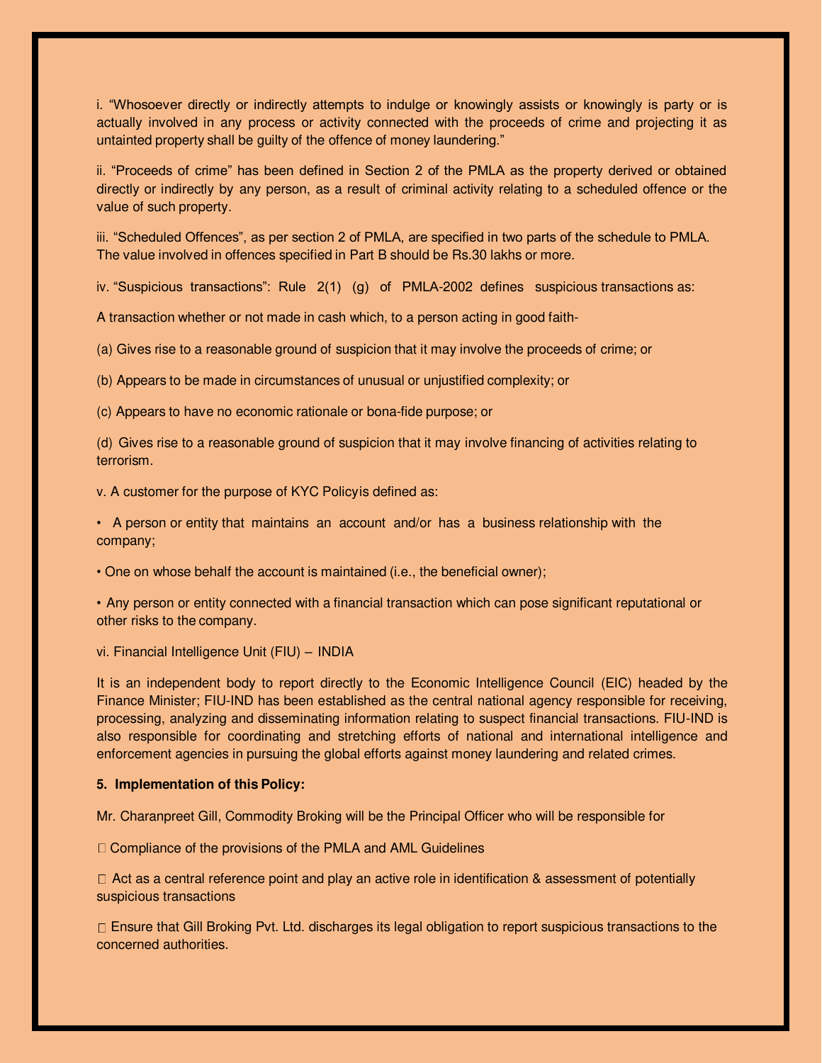i. “Whosoever directly or indirectly attempts to indulge or knowingly assists or knowingly is party or is actually involved in any process or activity connected with the proceeds of crime and projecting it as untainted property shall be guilty of the offence of money laundering.”

ii. “Proceeds of crime” has been defined in Section 2 of the PMLA as the property derived or obtained directly or indirectly by any person, as a result of criminal activity relating to a scheduled offence or the value of such property.

iii. “Scheduled Offences”, as per section 2 of PMLA, are specified in two parts of the schedule to PMLA. The value involved in offences specified in Part B should be Rs.30 lakhs or more.

iv. “Suspicious transactions”: Rule 2(1) (g) of PMLA-2002 defines suspicious transactions as:

A transaction whether or not made in cash which, to a person acting in good faith-

(a) Gives rise to a reasonable ground of suspicion that it may involve the proceeds of crime; or

(b) Appears to be made in circumstances of unusual or unjustified complexity; or

(c) Appears to have no economic rationale or bona-fide purpose; or

(d) Gives rise to a reasonable ground of suspicion that it may involve financing of activities relating to terrorism.

v. A customer for the purpose of KYC Policyis defined as:

- A person or entity that maintains an account and/or has a business relationship with the company;
- One on whose behalf the account is maintained (i.e., the beneficial owner);
- Any person or entity connected with a financial transaction which can pose significant reputational or other risks to the company.

vi. Financial Intelligence Unit (FIU) – INDIA

It is an independent body to report directly to the Economic Intelligence Council (EIC) headed by the Finance Minister; FIU-IND has been established as the central national agency responsible for receiving, processing, analyzing and disseminating information relating to suspect financial transactions. FIU-IND is also responsible for coordinating and stretching efforts of national and international intelligence and enforcement agencies in pursuing the global efforts against money laundering and related crimes.

**5. Implementation of this Policy:**

Mr. Charanpreet Gill, Commodity Broking will be the Principal Officer who will be responsible for

- Compliance of the provisions of the PMLA and AML Guidelines
- Act as a central reference point and play an active role in identification & assessment of potentially suspicious transactions
- Ensure that Gill Broking Pvt. Ltd. discharges its legal obligation to report suspicious transactions to the concerned authorities.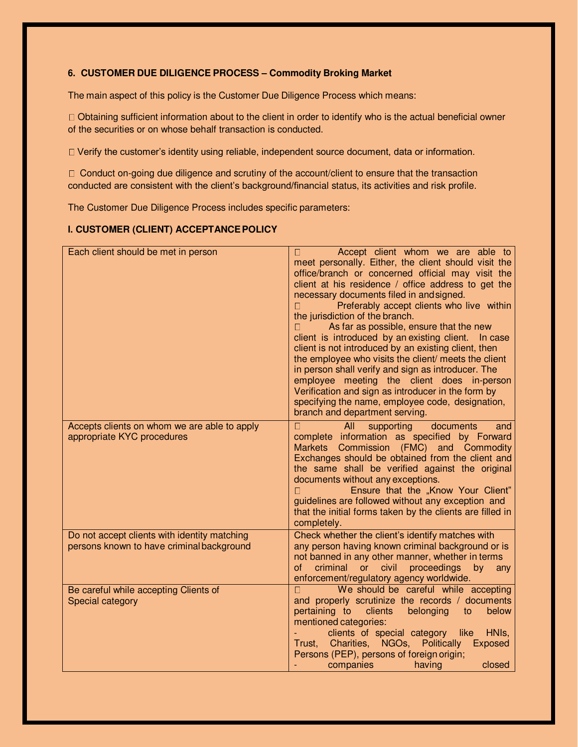**6. CUSTOMER DUE DILIGENCE PROCESS – Commodity Broking Market**

The main aspect of this policy is the Customer Due Diligence Process which means:

 Obtaining sufficient information about to the client in order to identify who is the actual beneficial owner of the securities or on whose behalf transaction is conducted.

 Verify the customer's identity using reliable, independent source document, data or information.

 Conduct on-going due diligence and scrutiny of the account/client to ensure that the transaction conducted are consistent with the client's background/financial status, its activities and risk profile.

The Customer Due Diligence Process includes specific parameters:

**I. CUSTOMER (CLIENT) ACCEPTANCE POLICY**

| | |
|---|---|
| Each client should be met in person |  Accept client whom we are able to meet personally. Either, the client should visit the office/branch or concerned official may visit the client at his residence / office address to get the necessary documents filed in and signed.<br> Preferably accept clients who live within the jurisdiction of the branch.<br> As far as possible, ensure that the new client is introduced by an existing client. In case client is not introduced by an existing client, then the employee who visits the client/ meets the client in person shall verify and sign as introducer. The employee meeting the client does in-person Verification and sign as introducer in the form by specifying the name, employee code, designation, branch and department serving. |
| Accepts clients on whom we are able to apply appropriate KYC procedures |  All supporting documents and complete information as specified by Forward Markets Commission (FMC) and Commodity Exchanges should be obtained from the client and the same shall be verified against the original documents without any exceptions.<br> Ensure that the „Know Your Client" guidelines are followed without any exception and that the initial forms taken by the clients are filled in completely. |
| Do not accept clients with identity matching persons known to have criminal background | Check whether the client's identify matches with any person having known criminal background or is not banned in any other manner, whether in terms of criminal or civil proceedings by any enforcement/regulatory agency worldwide. |
| Be careful while accepting Clients of Special category |  We should be careful while accepting and properly scrutinize the records / documents pertaining to clients belonging to below mentioned categories:<br>- clients of special category like HNIs, Trust, Charities, NGOs, Politically Exposed Persons (PEP), persons of foreign origin;<br>- companies having closed |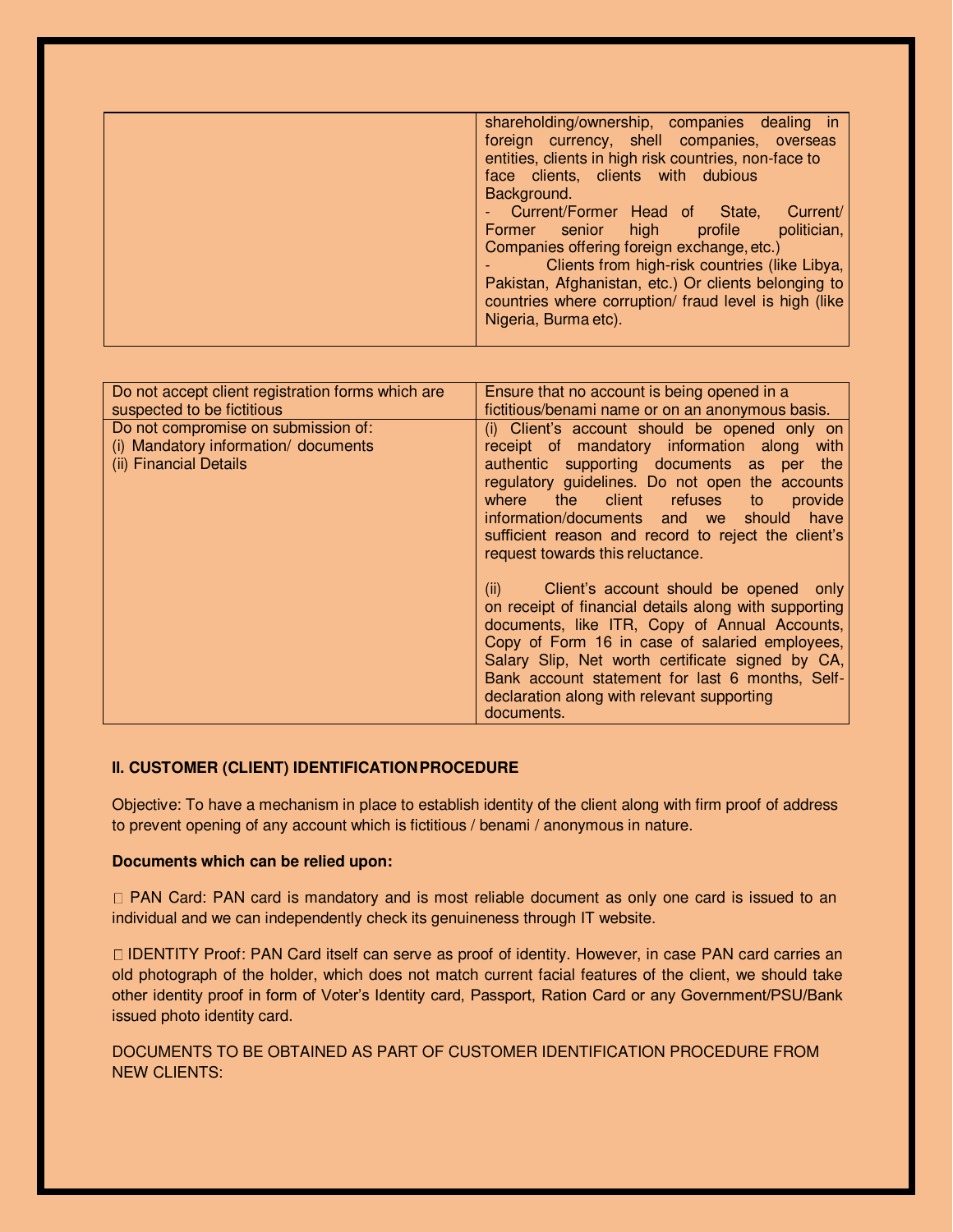|  |  |
|---|---|
|  | shareholding/ownership, companies dealing in foreign currency, shell companies, overseas entities, clients in high risk countries, non-face to face clients, clients with dubious Background.<br>- Current/Former Head of State, Current/ Former senior high profile politician, Companies offering foreign exchange, etc.)<br>- Clients from high-risk countries (like Libya, Pakistan, Afghanistan, etc.) Or clients belonging to countries where corruption/ fraud level is high (like Nigeria, Burma etc). |

|  |  |
|---|---|
| Do not accept client registration forms which are suspected to be fictitious | Ensure that no account is being opened in a fictitious/benami name or on an anonymous basis. |
| Do not compromise on submission of:<br>(i) Mandatory information/ documents<br>(ii) Financial Details | (i) Client's account should be opened only on receipt of mandatory information along with authentic supporting documents as per the regulatory guidelines. Do not open the accounts where the client refuses to provide information/documents and we should have sufficient reason and record to reject the client's request towards this reluctance.<br><br>(ii) Client's account should be opened only on receipt of financial details along with supporting documents, like ITR, Copy of Annual Accounts, Copy of Form 16 in case of salaried employees, Salary Slip, Net worth certificate signed by CA, Bank account statement for last 6 months, Self-declaration along with relevant supporting documents. |

**II. CUSTOMER (CLIENT) IDENTIFICATION PROCEDURE**

Objective: To have a mechanism in place to establish identity of the client along with firm proof of address to prevent opening of any account which is fictitious / benami / anonymous in nature.

**Documents which can be relied upon:**

- PAN Card: PAN card is mandatory and is most reliable document as only one card is issued to an individual and we can independently check its genuineness through IT website.

- IDENTITY Proof: PAN Card itself can serve as proof of identity. However, in case PAN card carries an old photograph of the holder, which does not match current facial features of the client, we should take other identity proof in form of Voter's Identity card, Passport, Ration Card or any Government/PSU/Bank issued photo identity card.

DOCUMENTS TO BE OBTAINED AS PART OF CUSTOMER IDENTIFICATION PROCEDURE FROM NEW CLIENTS: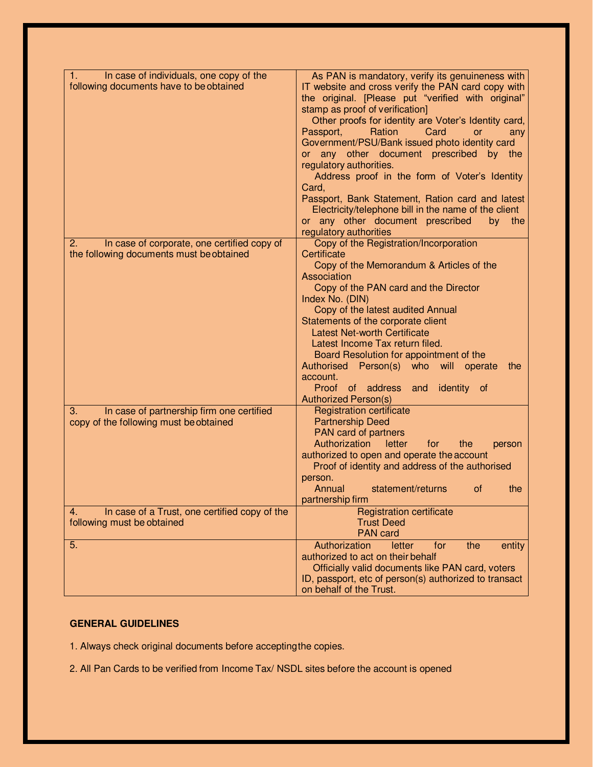| | |
|---|---|
| 1. In case of individuals, one copy of the following documents have to be obtained | As PAN is mandatory, verify its genuineness with IT website and cross verify the PAN card copy with the original. [Please put "verified with original" stamp as proof of verification]<br>Other proofs for identity are Voter's Identity card, Passport, Ration Card or any Government/PSU/Bank issued photo identity card or any other document prescribed by the regulatory authorities.<br>Address proof in the form of Voter's Identity Card, Passport, Bank Statement, Ration card and latest Electricity/telephone bill in the name of the client or any other document prescribed by the regulatory authorities |
| 2. In case of corporate, one certified copy of the following documents must be obtained | Copy of the Registration/Incorporation Certificate<br>Copy of the Memorandum & Articles of the Association<br>Copy of the PAN card and the Director Index No. (DIN)<br>Copy of the latest audited Annual Statements of the corporate client<br>Latest Net-worth Certificate<br>Latest Income Tax return filed.<br>Board Resolution for appointment of the Authorised Person(s) who will operate the account.<br>Proof of address and identity of Authorized Person(s) |
| 3. In case of partnership firm one certified copy of the following must be obtained | Registration certificate<br>Partnership Deed<br>PAN card of partners<br>Authorization letter for the person authorized to open and operate the account<br>Proof of identity and address of the authorised person.<br>Annual statement/returns of the partnership firm |
| 4. In case of a Trust, one certified copy of the following must be obtained | Registration certificate<br>Trust Deed<br>PAN card |
| 5. | Authorization letter for the entity authorized to act on their behalf<br>Officially valid documents like PAN card, voters ID, passport, etc of person(s) authorized to transact on behalf of the Trust. |

**GENERAL GUIDELINES**

1. Always check original documents before accepting the copies.

2. All Pan Cards to be verified from Income Tax/ NSDL sites before the account is opened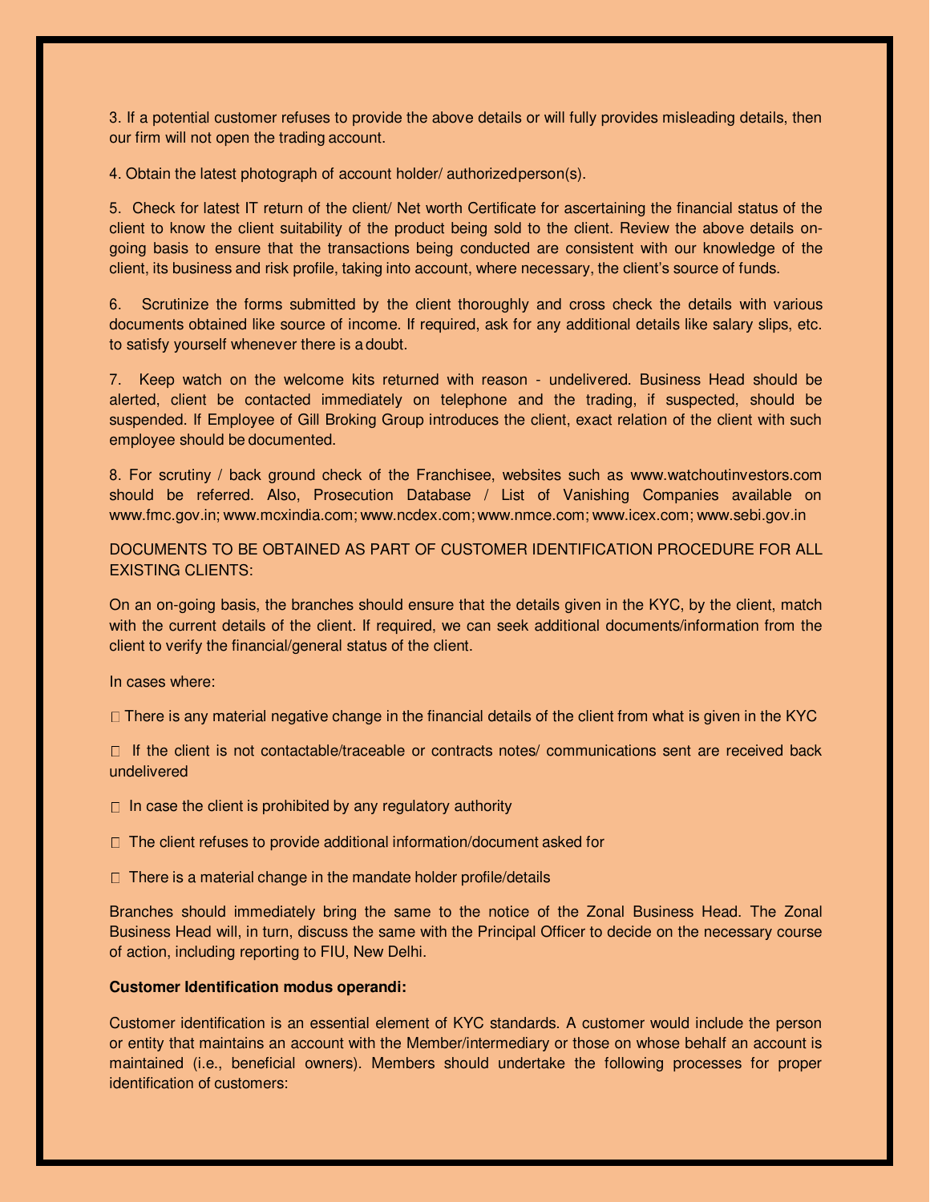3. If a potential customer refuses to provide the above details or will fully provides misleading details, then our firm will not open the trading account.

4. Obtain the latest photograph of account holder/ authorized person(s).

5. Check for latest IT return of the client/ Net worth Certificate for ascertaining the financial status of the client to know the client suitability of the product being sold to the client. Review the above details on-going basis to ensure that the transactions being conducted are consistent with our knowledge of the client, its business and risk profile, taking into account, where necessary, the client's source of funds.

6. Scrutinize the forms submitted by the client thoroughly and cross check the details with various documents obtained like source of income. If required, ask for any additional details like salary slips, etc. to satisfy yourself whenever there is a doubt.

7. Keep watch on the welcome kits returned with reason - undelivered. Business Head should be alerted, client be contacted immediately on telephone and the trading, if suspected, should be suspended. If Employee of Gill Broking Group introduces the client, exact relation of the client with such employee should be documented.

8. For scrutiny / back ground check of the Franchisee, websites such as www.watchoutinvestors.com should be referred. Also, Prosecution Database / List of Vanishing Companies available on www.fmc.gov.in; www.mcxindia.com; www.ncdex.com; www.nmce.com; www.icex.com; www.sebi.gov.in

DOCUMENTS TO BE OBTAINED AS PART OF CUSTOMER IDENTIFICATION PROCEDURE FOR ALL EXISTING CLIENTS:

On an on-going basis, the branches should ensure that the details given in the KYC, by the client, match with the current details of the client. If required, we can seek additional documents/information from the client to verify the financial/general status of the client.

In cases where:

- There is any material negative change in the financial details of the client from what is given in the KYC
- If the client is not contactable/traceable or contracts notes/ communications sent are received back undelivered
- In case the client is prohibited by any regulatory authority
- The client refuses to provide additional information/document asked for
- There is a material change in the mandate holder profile/details

Branches should immediately bring the same to the notice of the Zonal Business Head. The Zonal Business Head will, in turn, discuss the same with the Principal Officer to decide on the necessary course of action, including reporting to FIU, New Delhi.

**Customer Identification modus operandi:**

Customer identification is an essential element of KYC standards. A customer would include the person or entity that maintains an account with the Member/intermediary or those on whose behalf an account is maintained (i.e., beneficial owners). Members should undertake the following processes for proper identification of customers: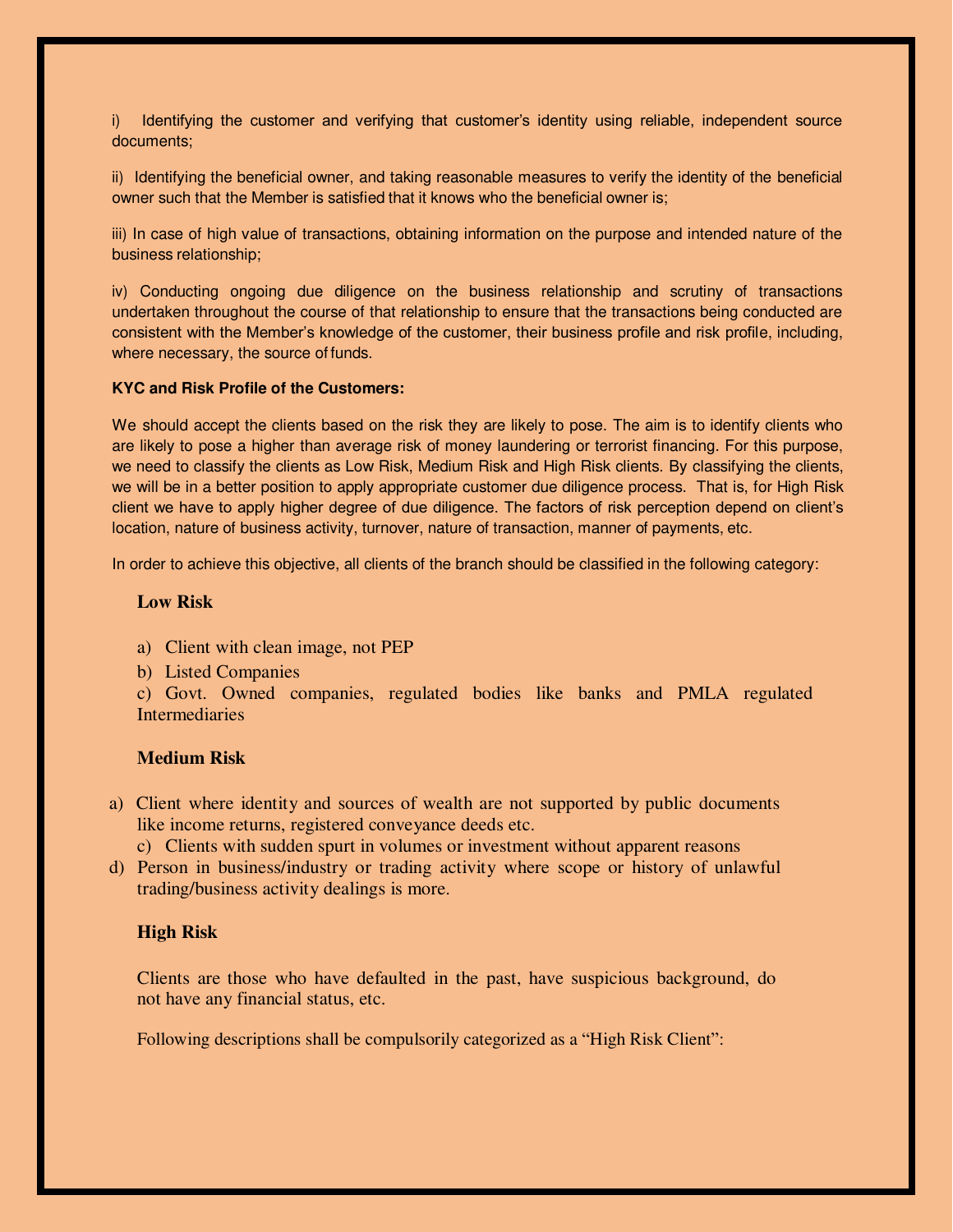i) Identifying the customer and verifying that customer's identity using reliable, independent source documents;

ii) Identifying the beneficial owner, and taking reasonable measures to verify the identity of the beneficial owner such that the Member is satisfied that it knows who the beneficial owner is;

iii) In case of high value of transactions, obtaining information on the purpose and intended nature of the business relationship;

iv) Conducting ongoing due diligence on the business relationship and scrutiny of transactions undertaken throughout the course of that relationship to ensure that the transactions being conducted are consistent with the Member's knowledge of the customer, their business profile and risk profile, including, where necessary, the source of funds.

**KYC and Risk Profile of the Customers:**

We should accept the clients based on the risk they are likely to pose. The aim is to identify clients who are likely to pose a higher than average risk of money laundering or terrorist financing. For this purpose, we need to classify the clients as Low Risk, Medium Risk and High Risk clients. By classifying the clients, we will be in a better position to apply appropriate customer due diligence process. That is, for High Risk client we have to apply higher degree of due diligence. The factors of risk perception depend on client's location, nature of business activity, turnover, nature of transaction, manner of payments, etc.

In order to achieve this objective, all clients of the branch should be classified in the following category:

**Low Risk**

a) Client with clean image, not PEP

b) Listed Companies

c) Govt. Owned companies, regulated bodies like banks and PMLA regulated Intermediaries

**Medium Risk**

a) Client where identity and sources of wealth are not supported by public documents like income returns, registered conveyance deeds etc.

c) Clients with sudden spurt in volumes or investment without apparent reasons

d) Person in business/industry or trading activity where scope or history of unlawful trading/business activity dealings is more.

**High Risk**

Clients are those who have defaulted in the past, have suspicious background, do not have any financial status, etc.

Following descriptions shall be compulsorily categorized as a "High Risk Client":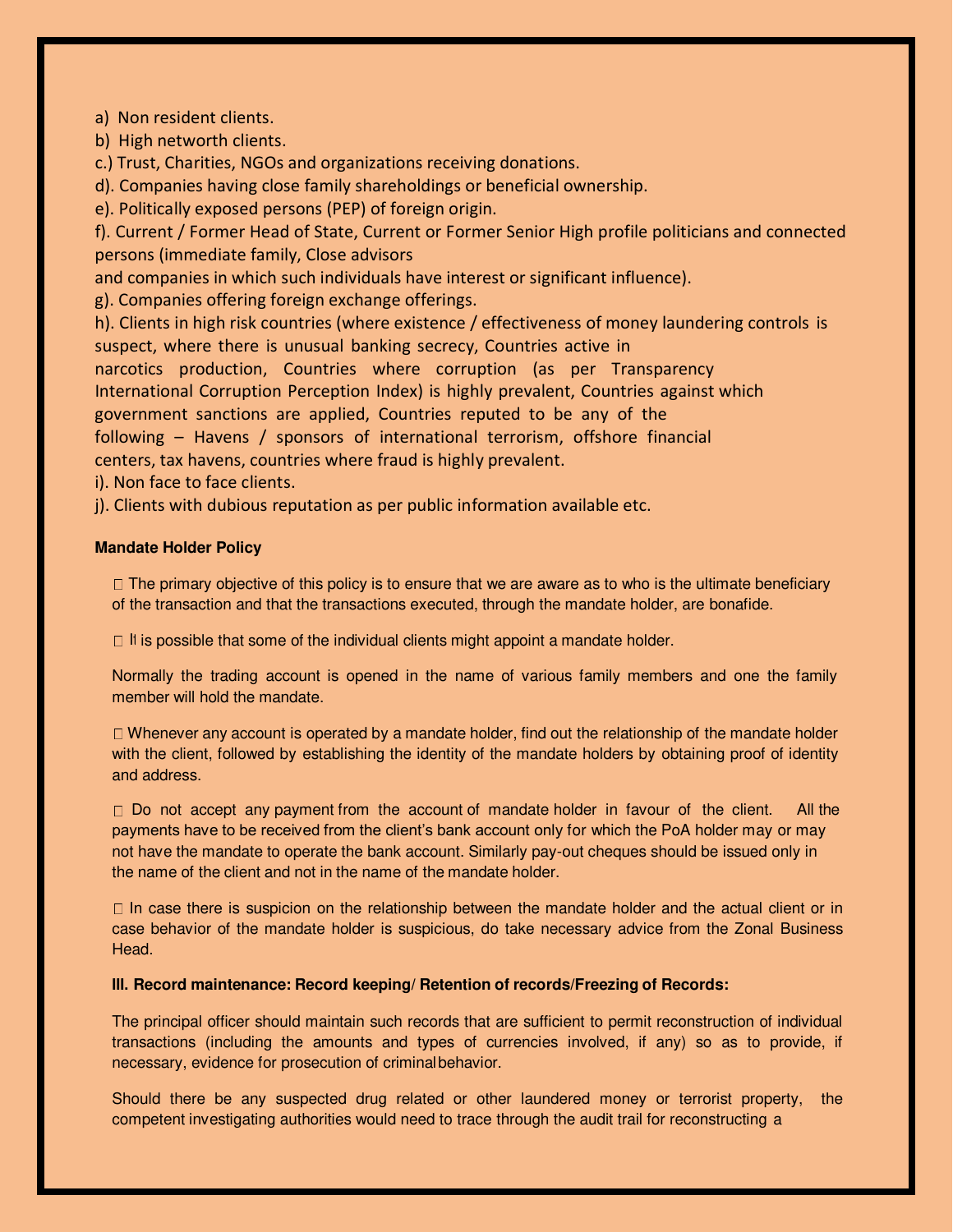a) Non resident clients.

b) High networth clients.

c.) Trust, Charities, NGOs and organizations receiving donations.

d). Companies having close family shareholdings or beneficial ownership.

e). Politically exposed persons (PEP) of foreign origin.

f). Current / Former Head of State, Current or Former Senior High profile politicians and connected persons (immediate family, Close advisors and companies in which such individuals have interest or significant influence).

g). Companies offering foreign exchange offerings.

h). Clients in high risk countries (where existence / effectiveness of money laundering controls is suspect, where there is unusual banking secrecy, Countries active in narcotics production, Countries where corruption (as per Transparency International Corruption Perception Index) is highly prevalent, Countries against which government sanctions are applied, Countries reputed to be any of the following – Havens / sponsors of international terrorism, offshore financial centers, tax havens, countries where fraud is highly prevalent.

i). Non face to face clients.

j). Clients with dubious reputation as per public information available etc.

**Mandate Holder Policy**

- The primary objective of this policy is to ensure that we are aware as to who is the ultimate beneficiary of the transaction and that the transactions executed, through the mandate holder, are bonafide.

- It is possible that some of the individual clients might appoint a mandate holder.

Normally the trading account is opened in the name of various family members and one the family member will hold the mandate.

- Whenever any account is operated by a mandate holder, find out the relationship of the mandate holder with the client, followed by establishing the identity of the mandate holders by obtaining proof of identity and address.

- Do not accept any payment from the account of mandate holder in favour of the client. All the payments have to be received from the client's bank account only for which the PoA holder may or may not have the mandate to operate the bank account. Similarly pay-out cheques should be issued only in the name of the client and not in the name of the mandate holder.

- In case there is suspicion on the relationship between the mandate holder and the actual client or in case behavior of the mandate holder is suspicious, do take necessary advice from the Zonal Business Head.

**III. Record maintenance: Record keeping/ Retention of records/Freezing of Records:**

The principal officer should maintain such records that are sufficient to permit reconstruction of individual transactions (including the amounts and types of currencies involved, if any) so as to provide, if necessary, evidence for prosecution of criminal behavior.

Should there be any suspected drug related or other laundered money or terrorist property, the competent investigating authorities would need to trace through the audit trail for reconstructing a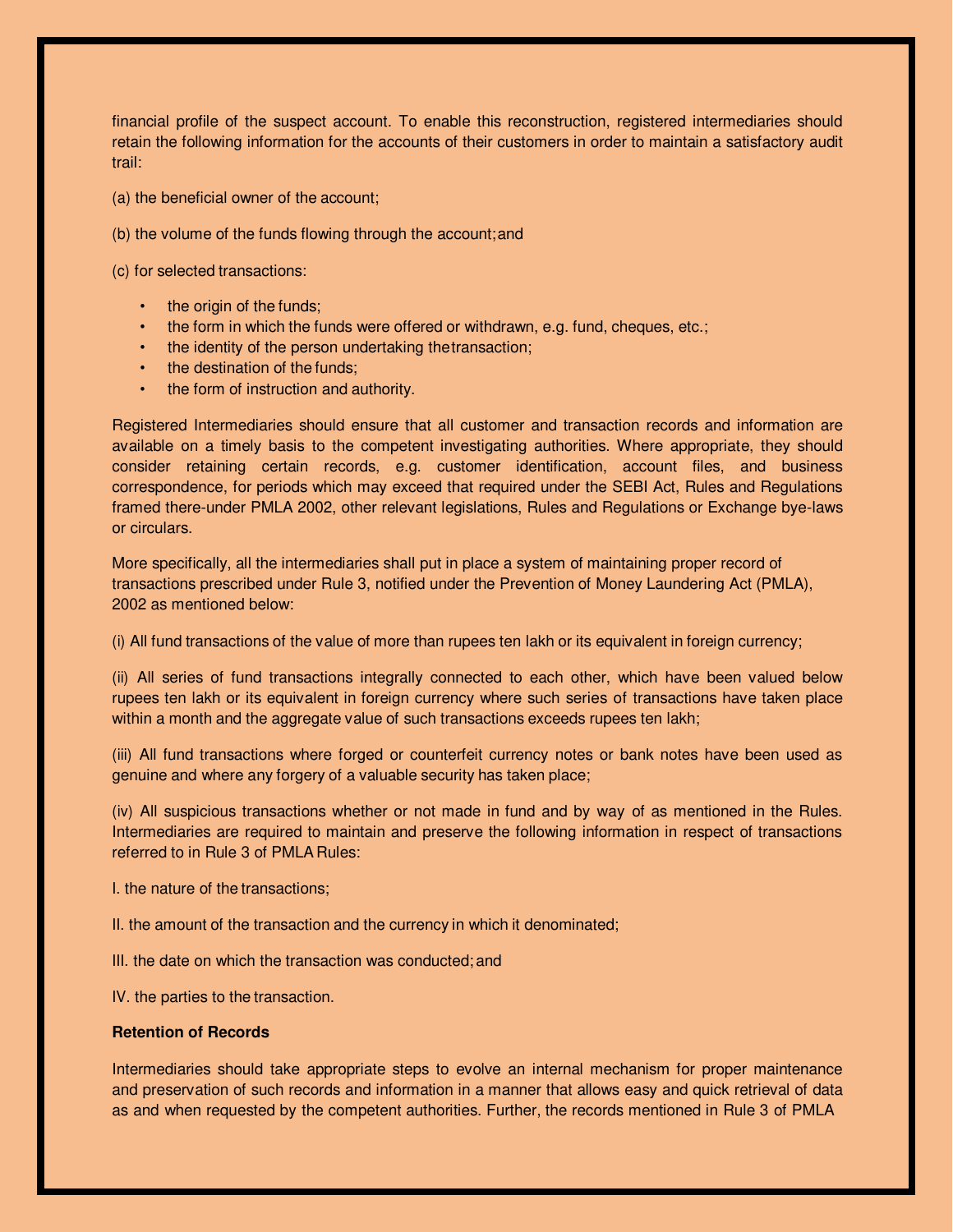financial profile of the suspect account. To enable this reconstruction, registered intermediaries should retain the following information for the accounts of their customers in order to maintain a satisfactory audit trail:

(a) the beneficial owner of the account;

(b) the volume of the funds flowing through the account; and

(c) for selected transactions:

- the origin of the funds;
- the form in which the funds were offered or withdrawn, e.g. fund, cheques, etc.;
- the identity of the person undertaking the transaction;
- the destination of the funds;
- the form of instruction and authority.

Registered Intermediaries should ensure that all customer and transaction records and information are available on a timely basis to the competent investigating authorities. Where appropriate, they should consider retaining certain records, e.g. customer identification, account files, and business correspondence, for periods which may exceed that required under the SEBI Act, Rules and Regulations framed there-under PMLA 2002, other relevant legislations, Rules and Regulations or Exchange bye-laws or circulars.

More specifically, all the intermediaries shall put in place a system of maintaining proper record of transactions prescribed under Rule 3, notified under the Prevention of Money Laundering Act (PMLA), 2002 as mentioned below:

(i) All fund transactions of the value of more than rupees ten lakh or its equivalent in foreign currency;

(ii) All series of fund transactions integrally connected to each other, which have been valued below rupees ten lakh or its equivalent in foreign currency where such series of transactions have taken place within a month and the aggregate value of such transactions exceeds rupees ten lakh;

(iii) All fund transactions where forged or counterfeit currency notes or bank notes have been used as genuine and where any forgery of a valuable security has taken place;

(iv) All suspicious transactions whether or not made in fund and by way of as mentioned in the Rules. Intermediaries are required to maintain and preserve the following information in respect of transactions referred to in Rule 3 of PMLA Rules:

I. the nature of the transactions;

II. the amount of the transaction and the currency in which it denominated;

III. the date on which the transaction was conducted; and

IV. the parties to the transaction.

**Retention of Records**

Intermediaries should take appropriate steps to evolve an internal mechanism for proper maintenance and preservation of such records and information in a manner that allows easy and quick retrieval of data as and when requested by the competent authorities. Further, the records mentioned in Rule 3 of PMLA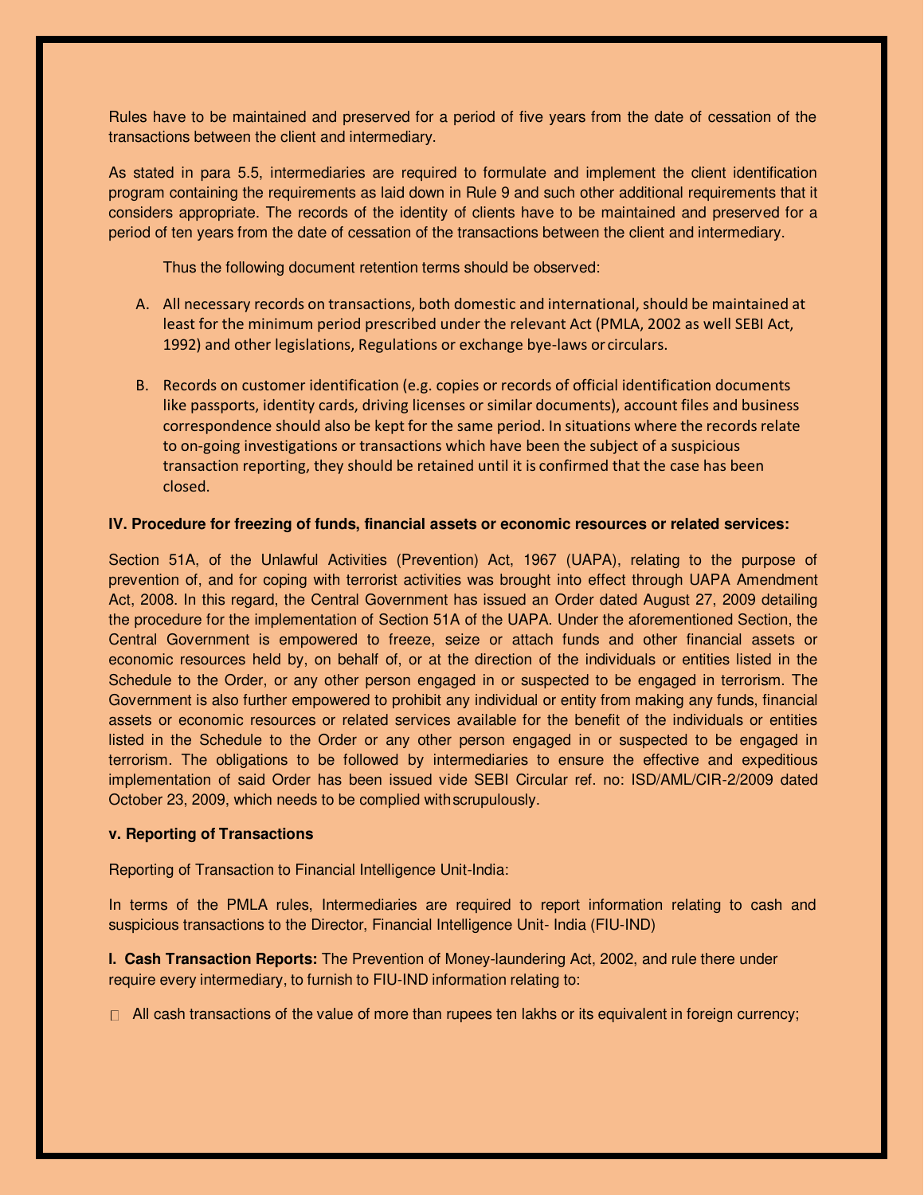Rules have to be maintained and preserved for a period of five years from the date of cessation of the transactions between the client and intermediary.

As stated in para 5.5, intermediaries are required to formulate and implement the client identification program containing the requirements as laid down in Rule 9 and such other additional requirements that it considers appropriate. The records of the identity of clients have to be maintained and preserved for a period of ten years from the date of cessation of the transactions between the client and intermediary.

Thus the following document retention terms should be observed:

A. All necessary records on transactions, both domestic and international, should be maintained at least for the minimum period prescribed under the relevant Act (PMLA, 2002 as well SEBI Act, 1992) and other legislations, Regulations or exchange bye-laws or circulars.

B. Records on customer identification (e.g. copies or records of official identification documents like passports, identity cards, driving licenses or similar documents), account files and business correspondence should also be kept for the same period. In situations where the records relate to on-going investigations or transactions which have been the subject of a suspicious transaction reporting, they should be retained until it is confirmed that the case has been closed.

**IV. Procedure for freezing of funds, financial assets or economic resources or related services:**

Section 51A, of the Unlawful Activities (Prevention) Act, 1967 (UAPA), relating to the purpose of prevention of, and for coping with terrorist activities was brought into effect through UAPA Amendment Act, 2008. In this regard, the Central Government has issued an Order dated August 27, 2009 detailing the procedure for the implementation of Section 51A of the UAPA. Under the aforementioned Section, the Central Government is empowered to freeze, seize or attach funds and other financial assets or economic resources held by, on behalf of, or at the direction of the individuals or entities listed in the Schedule to the Order, or any other person engaged in or suspected to be engaged in terrorism. The Government is also further empowered to prohibit any individual or entity from making any funds, financial assets or economic resources or related services available for the benefit of the individuals or entities listed in the Schedule to the Order or any other person engaged in or suspected to be engaged in terrorism. The obligations to be followed by intermediaries to ensure the effective and expeditious implementation of said Order has been issued vide SEBI Circular ref. no: ISD/AML/CIR-2/2009 dated October 23, 2009, which needs to be complied with scrupulously.

**v. Reporting of Transactions**

Reporting of Transaction to Financial Intelligence Unit-India:

In terms of the PMLA rules, Intermediaries are required to report information relating to cash and suspicious transactions to the Director, Financial Intelligence Unit- India (FIU-IND)

**I. Cash Transaction Reports:** The Prevention of Money-laundering Act, 2002, and rule there under require every intermediary, to furnish to FIU-IND information relating to:

- All cash transactions of the value of more than rupees ten lakhs or its equivalent in foreign currency;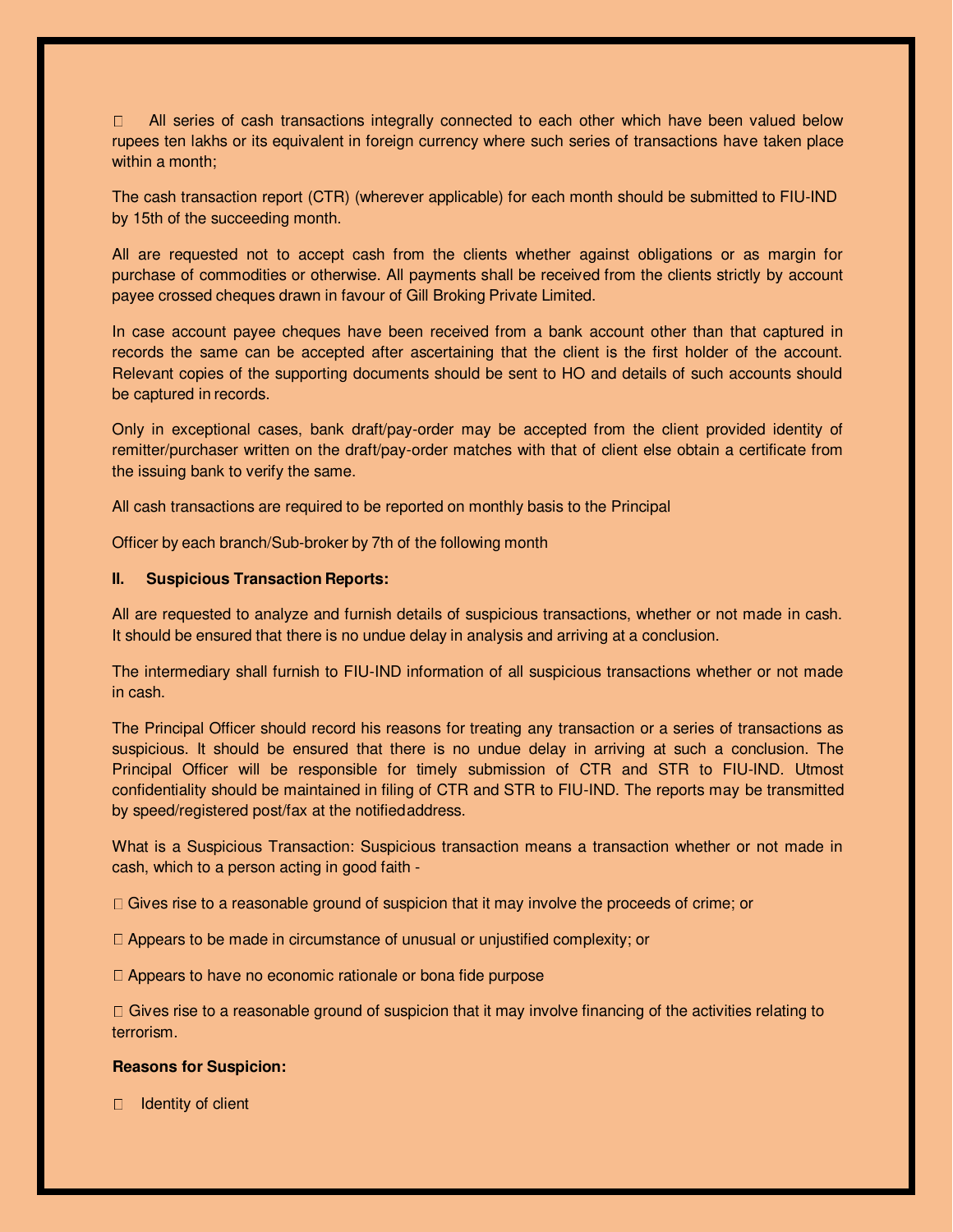- All series of cash transactions integrally connected to each other which have been valued below rupees ten lakhs or its equivalent in foreign currency where such series of transactions have taken place within a month;

The cash transaction report (CTR) (wherever applicable) for each month should be submitted to FIU-IND by 15th of the succeeding month.

All are requested not to accept cash from the clients whether against obligations or as margin for purchase of commodities or otherwise. All payments shall be received from the clients strictly by account payee crossed cheques drawn in favour of Gill Broking Private Limited.

In case account payee cheques have been received from a bank account other than that captured in records the same can be accepted after ascertaining that the client is the first holder of the account. Relevant copies of the supporting documents should be sent to HO and details of such accounts should be captured in records.

Only in exceptional cases, bank draft/pay-order may be accepted from the client provided identity of remitter/purchaser written on the draft/pay-order matches with that of client else obtain a certificate from the issuing bank to verify the same.

All cash transactions are required to be reported on monthly basis to the Principal

Officer by each branch/Sub-broker by 7th of the following month

**II. Suspicious Transaction Reports:**

All are requested to analyze and furnish details of suspicious transactions, whether or not made in cash. It should be ensured that there is no undue delay in analysis and arriving at a conclusion.

The intermediary shall furnish to FIU-IND information of all suspicious transactions whether or not made in cash.

The Principal Officer should record his reasons for treating any transaction or a series of transactions as suspicious. It should be ensured that there is no undue delay in arriving at such a conclusion. The Principal Officer will be responsible for timely submission of CTR and STR to FIU-IND. Utmost confidentiality should be maintained in filing of CTR and STR to FIU-IND. The reports may be transmitted by speed/registered post/fax at the notified address.

What is a Suspicious Transaction: Suspicious transaction means a transaction whether or not made in cash, which to a person acting in good faith -

- Gives rise to a reasonable ground of suspicion that it may involve the proceeds of crime; or
- Appears to be made in circumstance of unusual or unjustified complexity; or
- Appears to have no economic rationale or bona fide purpose
- Gives rise to a reasonable ground of suspicion that it may involve financing of the activities relating to terrorism.

**Reasons for Suspicion:**

- Identity of client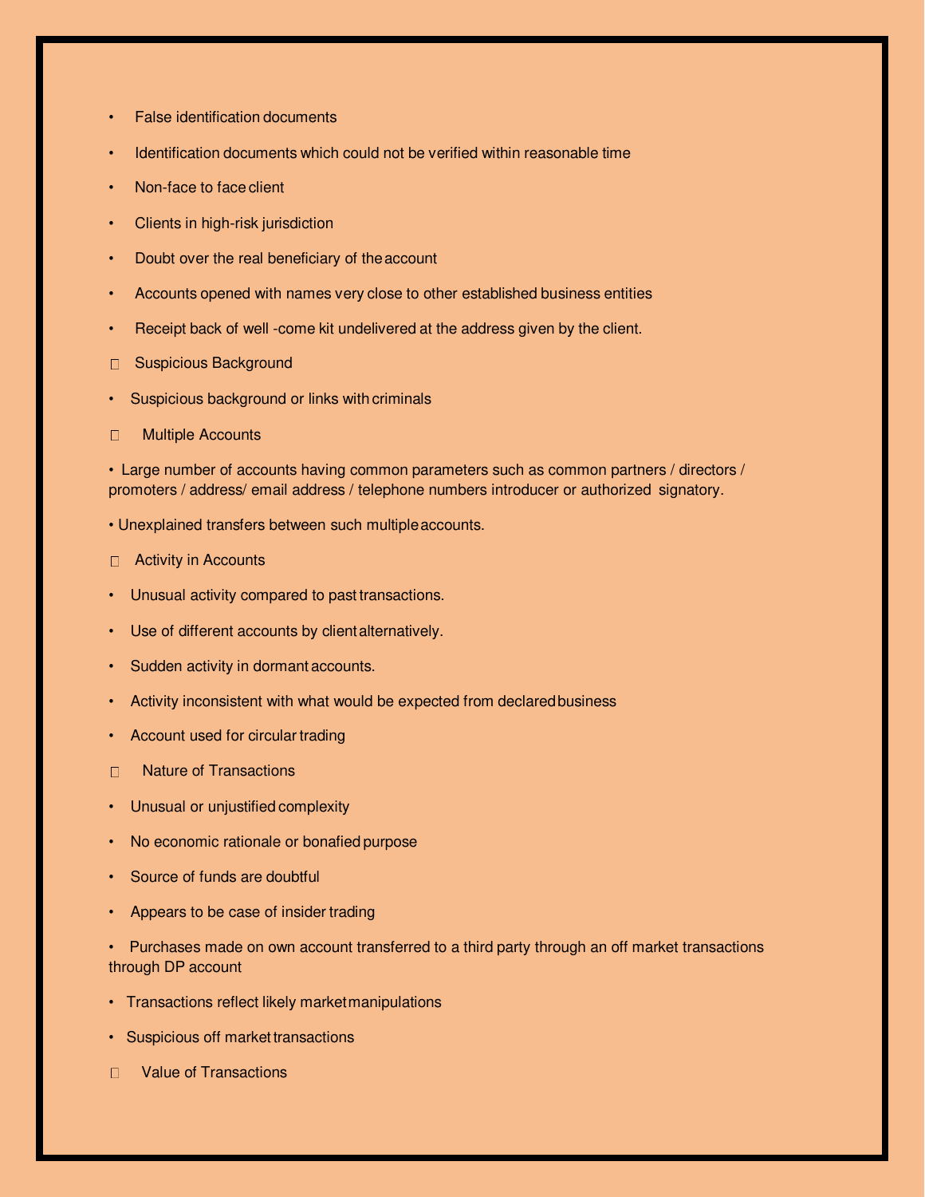- False identification documents
- Identification documents which could not be verified within reasonable time
- Non-face to face client
- Clients in high-risk jurisdiction
- Doubt over the real beneficiary of the account
- Accounts opened with names very close to other established business entities
- Receipt back of well -come kit undelivered at the address given by the client.

- Suspicious Background

  - Suspicious background or links with criminals

- Multiple Accounts

  - Large number of accounts having common parameters such as common partners / directors / promoters / address/ email address / telephone numbers introducer or authorized signatory.
  - Unexplained transfers between such multiple accounts.

- Activity in Accounts

  - Unusual activity compared to past transactions.
  - Use of different accounts by client alternatively.
  - Sudden activity in dormant accounts.
  - Activity inconsistent with what would be expected from declared business
  - Account used for circular trading

- Nature of Transactions

  - Unusual or unjustified complexity
  - No economic rationale or bonafied purpose
  - Source of funds are doubtful
  - Appears to be case of insider trading
  - Purchases made on own account transferred to a third party through an off market transactions through DP account
  - Transactions reflect likely market manipulations
  - Suspicious off market transactions

- Value of Transactions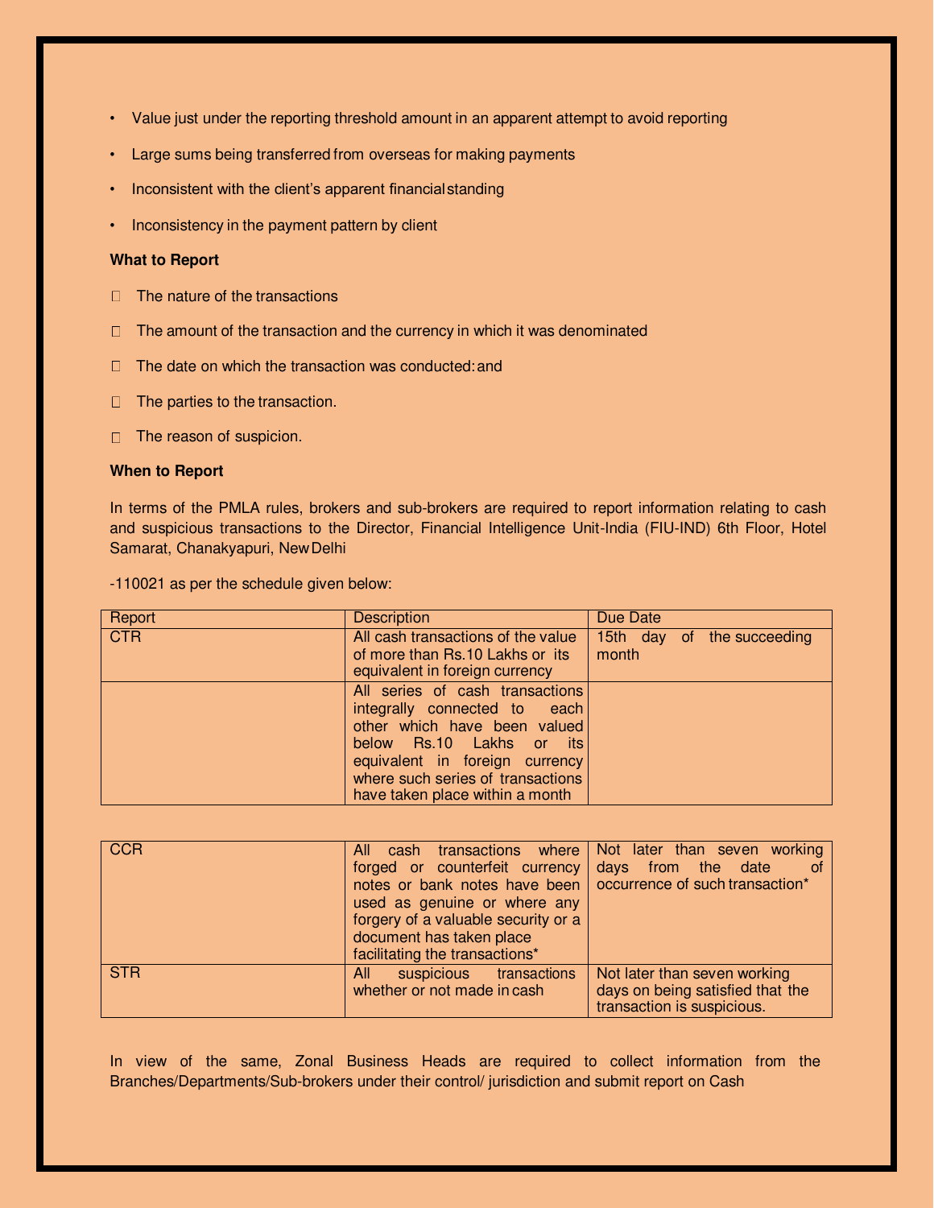- Value just under the reporting threshold amount in an apparent attempt to avoid reporting
- Large sums being transferred from overseas for making payments
- Inconsistent with the client's apparent financial standing
- Inconsistency in the payment pattern by client

**What to Report**

- The nature of the transactions
- The amount of the transaction and the currency in which it was denominated
- The date on which the transaction was conducted: and
- The parties to the transaction.
- The reason of suspicion.

**When to Report**

In terms of the PMLA rules, brokers and sub-brokers are required to report information relating to cash and suspicious transactions to the Director, Financial Intelligence Unit-India (FIU-IND) 6th Floor, Hotel Samarat, Chanakyapuri, New Delhi

-110021 as per the schedule given below:

| Report | Description | Due Date |
|---|---|---|
| CTR | All cash transactions of the value of more than Rs.10 Lakhs or its equivalent in foreign currency | 15th day of the succeeding month |
| | All series of cash transactions integrally connected to each other which have been valued below Rs.10 Lakhs or its equivalent in foreign currency where such series of transactions have taken place within a month | |
| CCR | All cash transactions where forged or counterfeit currency notes or bank notes have been used as genuine or where any forgery of a valuable security or a document has taken place facilitating the transactions* | Not later than seven working days from the date of occurrence of such transaction* |
| STR | All suspicious transactions whether or not made in cash | Not later than seven working days on being satisfied that the transaction is suspicious. |

In view of the same, Zonal Business Heads are required to collect information from the Branches/Departments/Sub-brokers under their control/ jurisdiction and submit report on Cash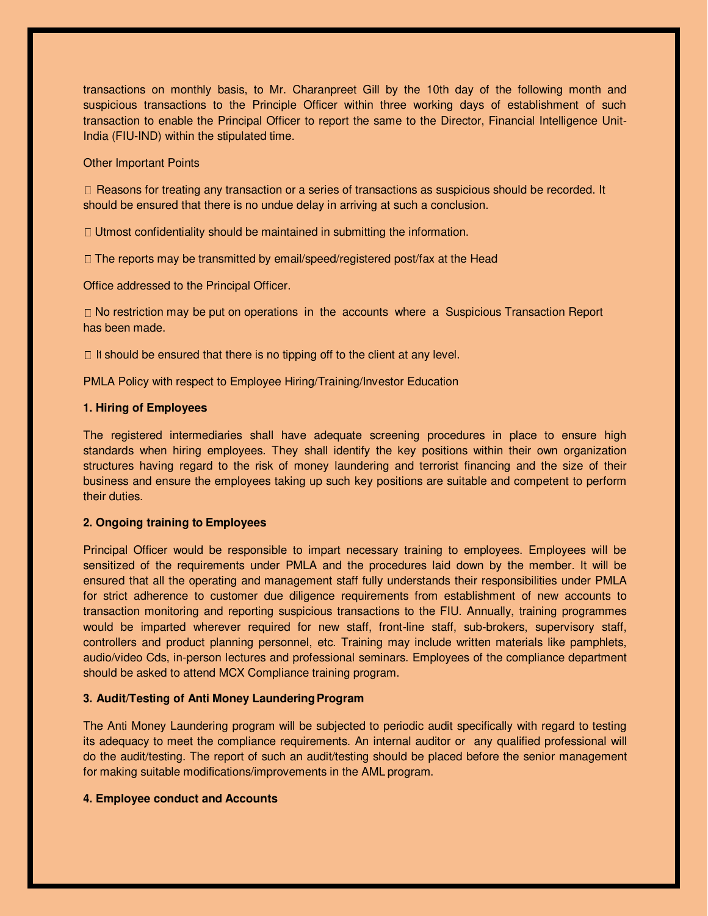transactions on monthly basis, to Mr. Charanpreet Gill by the 10th day of the following month and suspicious transactions to the Principle Officer within three working days of establishment of such transaction to enable the Principal Officer to report the same to the Director, Financial Intelligence Unit-India (FIU-IND) within the stipulated time.

Other Important Points

- Reasons for treating any transaction or a series of transactions as suspicious should be recorded. It should be ensured that there is no undue delay in arriving at such a conclusion.
- Utmost confidentiality should be maintained in submitting the information.
- The reports may be transmitted by email/speed/registered post/fax at the Head

Office addressed to the Principal Officer.

- No restriction may be put on operations in the accounts where a Suspicious Transaction Report has been made.
- It should be ensured that there is no tipping off to the client at any level.

PMLA Policy with respect to Employee Hiring/Training/Investor Education

**1. Hiring of Employees**

The registered intermediaries shall have adequate screening procedures in place to ensure high standards when hiring employees. They shall identify the key positions within their own organization structures having regard to the risk of money laundering and terrorist financing and the size of their business and ensure the employees taking up such key positions are suitable and competent to perform their duties.

**2. Ongoing training to Employees**

Principal Officer would be responsible to impart necessary training to employees. Employees will be sensitized of the requirements under PMLA and the procedures laid down by the member. It will be ensured that all the operating and management staff fully understands their responsibilities under PMLA for strict adherence to customer due diligence requirements from establishment of new accounts to transaction monitoring and reporting suspicious transactions to the FIU. Annually, training programmes would be imparted wherever required for new staff, front-line staff, sub-brokers, supervisory staff, controllers and product planning personnel, etc. Training may include written materials like pamphlets, audio/video Cds, in-person lectures and professional seminars. Employees of the compliance department should be asked to attend MCX Compliance training program.

**3. Audit/Testing of Anti Money Laundering Program**

The Anti Money Laundering program will be subjected to periodic audit specifically with regard to testing its adequacy to meet the compliance requirements. An internal auditor or any qualified professional will do the audit/testing. The report of such an audit/testing should be placed before the senior management for making suitable modifications/improvements in the AML program.

**4. Employee conduct and Accounts**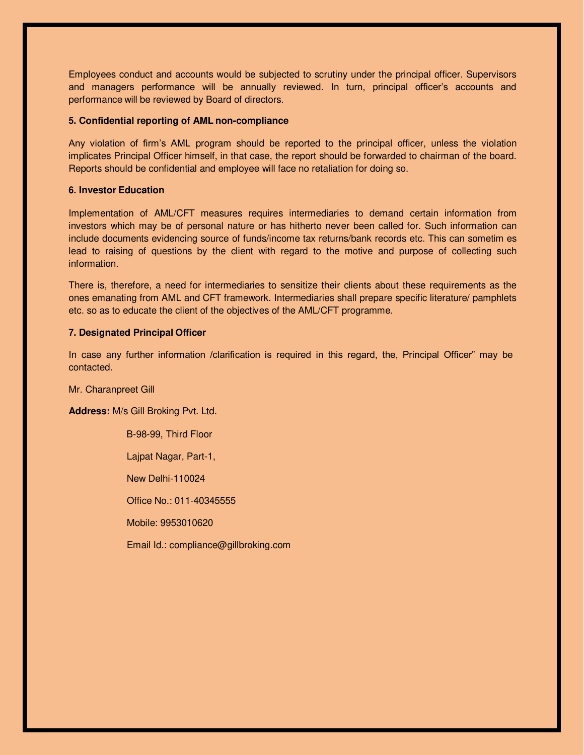Employees conduct and accounts would be subjected to scrutiny under the principal officer. Supervisors and managers performance will be annually reviewed. In turn, principal officer's accounts and performance will be reviewed by Board of directors.

**5. Confidential reporting of AML non-compliance**

Any violation of firm's AML program should be reported to the principal officer, unless the violation implicates Principal Officer himself, in that case, the report should be forwarded to chairman of the board. Reports should be confidential and employee will face no retaliation for doing so.

**6. Investor Education**

Implementation of AML/CFT measures requires intermediaries to demand certain information from investors which may be of personal nature or has hitherto never been called for. Such information can include documents evidencing source of funds/income tax returns/bank records etc. This can sometim es lead to raising of questions by the client with regard to the motive and purpose of collecting such information.

There is, therefore, a need for intermediaries to sensitize their clients about these requirements as the ones emanating from AML and CFT framework. Intermediaries shall prepare specific literature/ pamphlets etc. so as to educate the client of the objectives of the AML/CFT programme.

**7. Designated Principal Officer**

In case any further information /clarification is required in this regard, the, Principal Officer" may be contacted.

Mr. Charanpreet Gill

**Address:** M/s Gill Broking Pvt. Ltd.

B-98-99, Third Floor

Lajpat Nagar, Part-1,

New Delhi-110024

Office No.: 011-40345555

Mobile: 9953010620

Email Id.: compliance@gillbroking.com